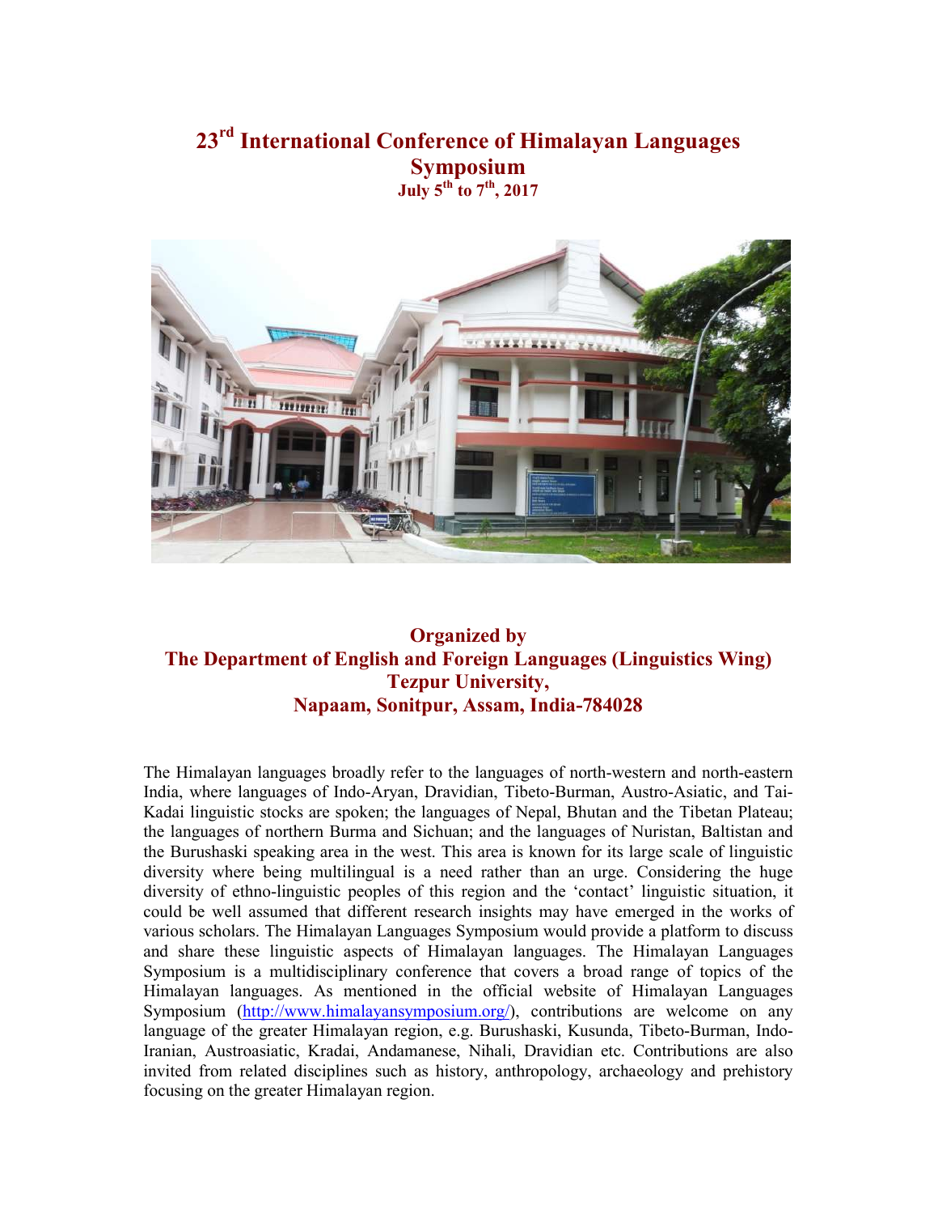# 23rd International Conference of Himalayan Languages Symposium

**July 5th to 7th, 2017**

## Organized by
## The Department of English and Foreign Languages (Linguistics Wing)
## Tezpur University,
## Napaam, Sonitpur, Assam, India-784028

The Himalayan languages broadly refer to the languages of north-western and north-eastern India, where languages of Indo-Aryan, Dravidian, Tibeto-Burman, Austro-Asiatic, and Tai-Kadai linguistic stocks are spoken; the languages of Nepal, Bhutan and the Tibetan Plateau; the languages of northern Burma and Sichuan; and the languages of Nuristan, Baltistan and the Burushaski speaking area in the west. This area is known for its large scale of linguistic diversity where being multilingual is a need rather than an urge. Considering the huge diversity of ethno-linguistic peoples of this region and the 'contact' linguistic situation, it could be well assumed that different research insights may have emerged in the works of various scholars. The Himalayan Languages Symposium would provide a platform to discuss and share these linguistic aspects of Himalayan languages. The Himalayan Languages Symposium is a multidisciplinary conference that covers a broad range of topics of the Himalayan languages. As mentioned in the official website of Himalayan Languages Symposium (http://www.himalayansymposium.org/), contributions are welcome on any language of the greater Himalayan region, e.g. Burushaski, Kusunda, Tibeto-Burman, Indo-Iranian, Austroasiatic, Kradai, Andamanese, Nihali, Dravidian etc. Contributions are also invited from related disciplines such as history, anthropology, archaeology and prehistory focusing on the greater Himalayan region.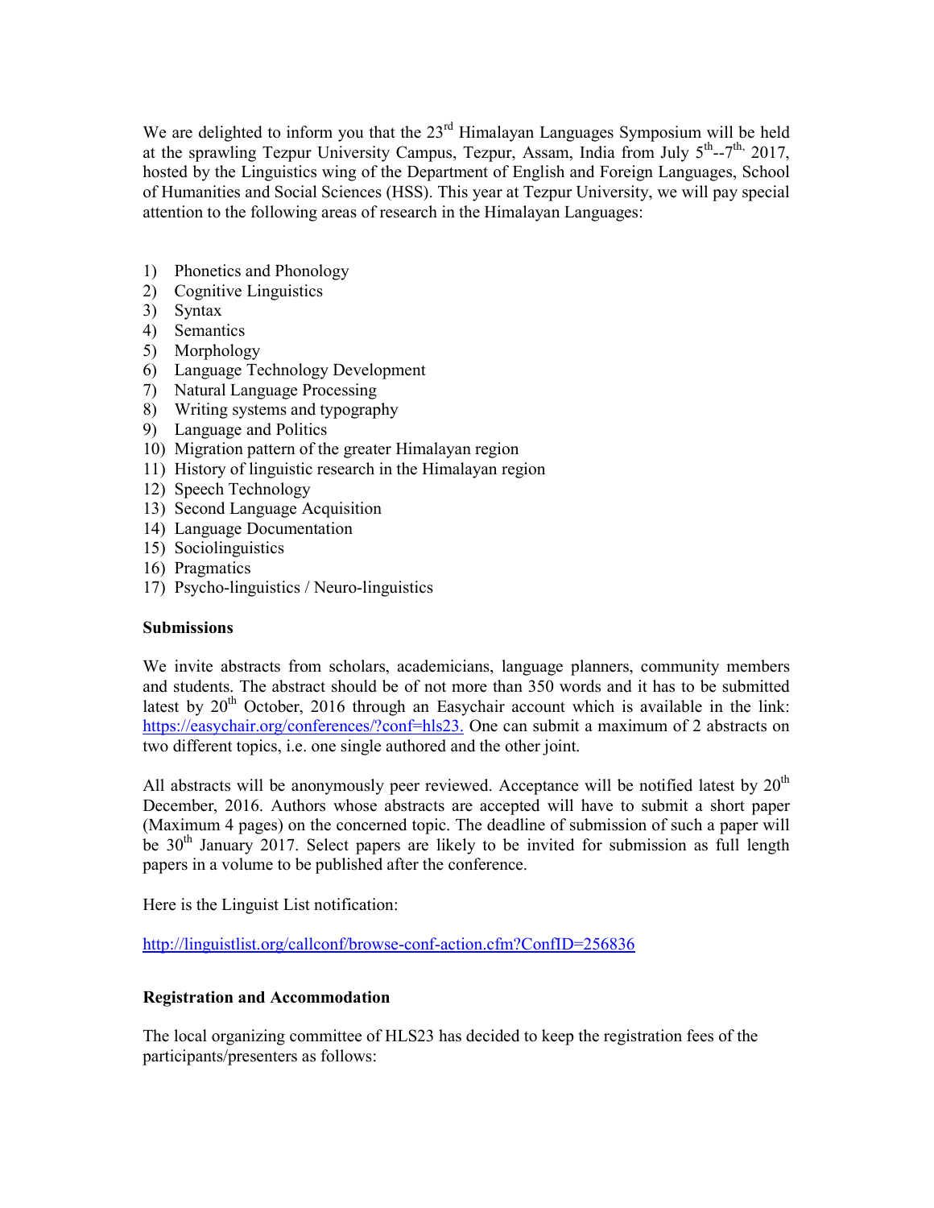We are delighted to inform you that the 23rd Himalayan Languages Symposium will be held at the sprawling Tezpur University Campus, Tezpur, Assam, India from July 5th--7th, 2017, hosted by the Linguistics wing of the Department of English and Foreign Languages, School of Humanities and Social Sciences (HSS). This year at Tezpur University, we will pay special attention to the following areas of research in the Himalayan Languages:

1) Phonetics and Phonology
2) Cognitive Linguistics
3) Syntax
4) Semantics
5) Morphology
6) Language Technology Development
7) Natural Language Processing
8) Writing systems and typography
9) Language and Politics
10) Migration pattern of the greater Himalayan region
11) History of linguistic research in the Himalayan region
12) Speech Technology
13) Second Language Acquisition
14) Language Documentation
15) Sociolinguistics
16) Pragmatics
17) Psycho-linguistics / Neuro-linguistics

**Submissions**

We invite abstracts from scholars, academicians, language planners, community members and students. The abstract should be of not more than 350 words and it has to be submitted latest by 20th October, 2016 through an Easychair account which is available in the link: https://easychair.org/conferences/?conf=hls23. One can submit a maximum of 2 abstracts on two different topics, i.e. one single authored and the other joint.

All abstracts will be anonymously peer reviewed. Acceptance will be notified latest by 20th December, 2016. Authors whose abstracts are accepted will have to submit a short paper (Maximum 4 pages) on the concerned topic. The deadline of submission of such a paper will be 30th January 2017. Select papers are likely to be invited for submission as full length papers in a volume to be published after the conference.

Here is the Linguist List notification:

http://linguistlist.org/callconf/browse-conf-action.cfm?ConfID=256836

**Registration and Accommodation**

The local organizing committee of HLS23 has decided to keep the registration fees of the participants/presenters as follows: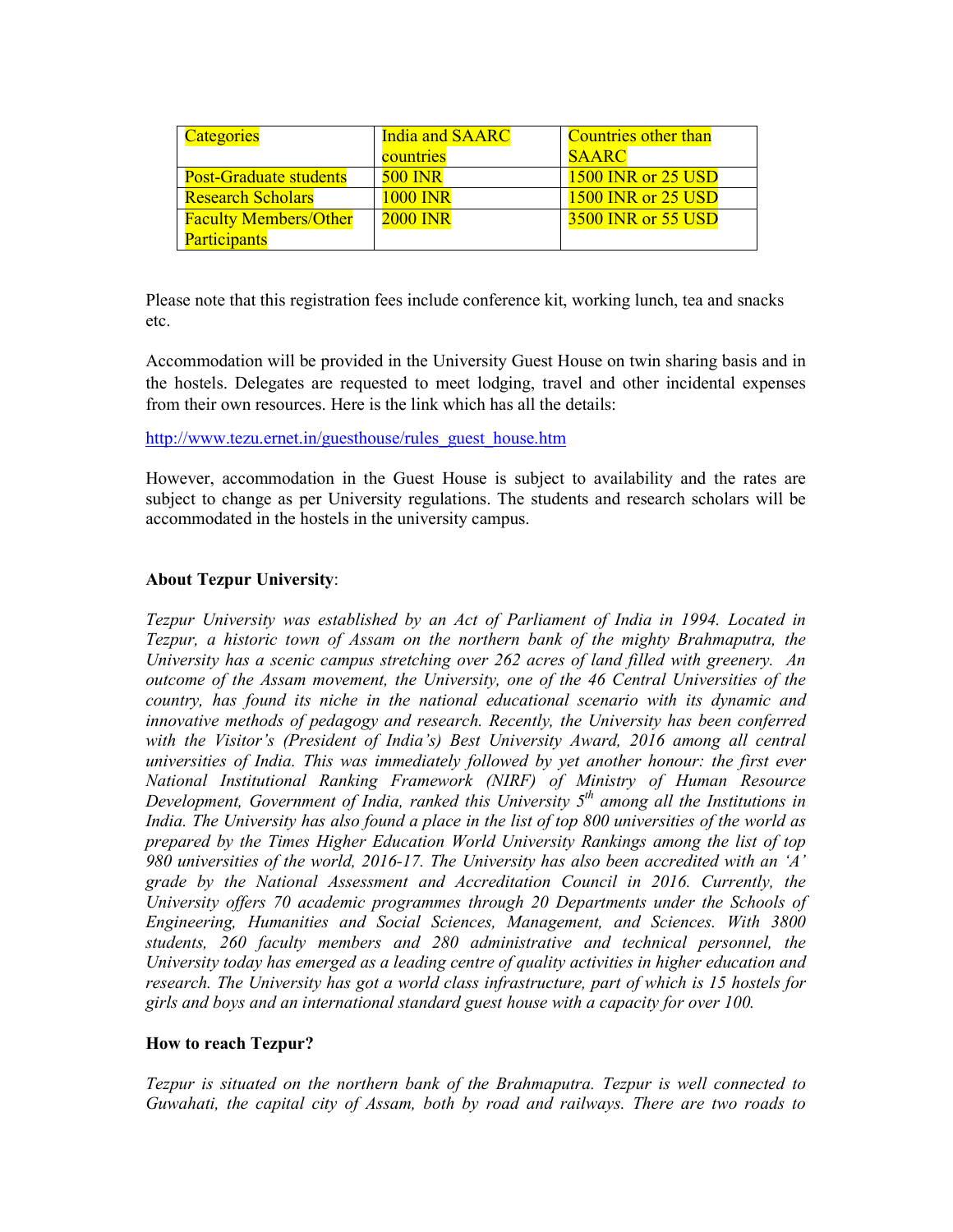| Categories | India and SAARC countries | Countries other than SAARC |
|---|---|---|
| Post-Graduate students | 500 INR | 1500 INR or 25 USD |
| Research Scholars | 1000 INR | 1500 INR or 25 USD |
| Faculty Members/Other Participants | 2000 INR | 3500 INR or 55 USD |

Please note that this registration fees include conference kit, working lunch, tea and snacks etc.

Accommodation will be provided in the University Guest House on twin sharing basis and in the hostels. Delegates are requested to meet lodging, travel and other incidental expenses from their own resources. Here is the link which has all the details:

http://www.tezu.ernet.in/guesthouse/rules_guest_house.htm

However, accommodation in the Guest House is subject to availability and the rates are subject to change as per University regulations. The students and research scholars will be accommodated in the hostels in the university campus.

**About Tezpur University**:

*Tezpur University was established by an Act of Parliament of India in 1994. Located in Tezpur, a historic town of Assam on the northern bank of the mighty Brahmaputra, the University has a scenic campus stretching over 262 acres of land filled with greenery. An outcome of the Assam movement, the University, one of the 46 Central Universities of the country, has found its niche in the national educational scenario with its dynamic and innovative methods of pedagogy and research. Recently, the University has been conferred with the Visitor's (President of India's) Best University Award, 2016 among all central universities of India. This was immediately followed by yet another honour: the first ever National Institutional Ranking Framework (NIRF) of Ministry of Human Resource Development, Government of India, ranked this University 5th among all the Institutions in India. The University has also found a place in the list of top 800 universities of the world as prepared by the Times Higher Education World University Rankings among the list of top 980 universities of the world, 2016-17. The University has also been accredited with an 'A' grade by the National Assessment and Accreditation Council in 2016. Currently, the University offers 70 academic programmes through 20 Departments under the Schools of Engineering, Humanities and Social Sciences, Management, and Sciences. With 3800 students, 260 faculty members and 280 administrative and technical personnel, the University today has emerged as a leading centre of quality activities in higher education and research. The University has got a world class infrastructure, part of which is 15 hostels for girls and boys and an international standard guest house with a capacity for over 100.*

**How to reach Tezpur?**

*Tezpur is situated on the northern bank of the Brahmaputra. Tezpur is well connected to Guwahati, the capital city of Assam, both by road and railways. There are two roads to*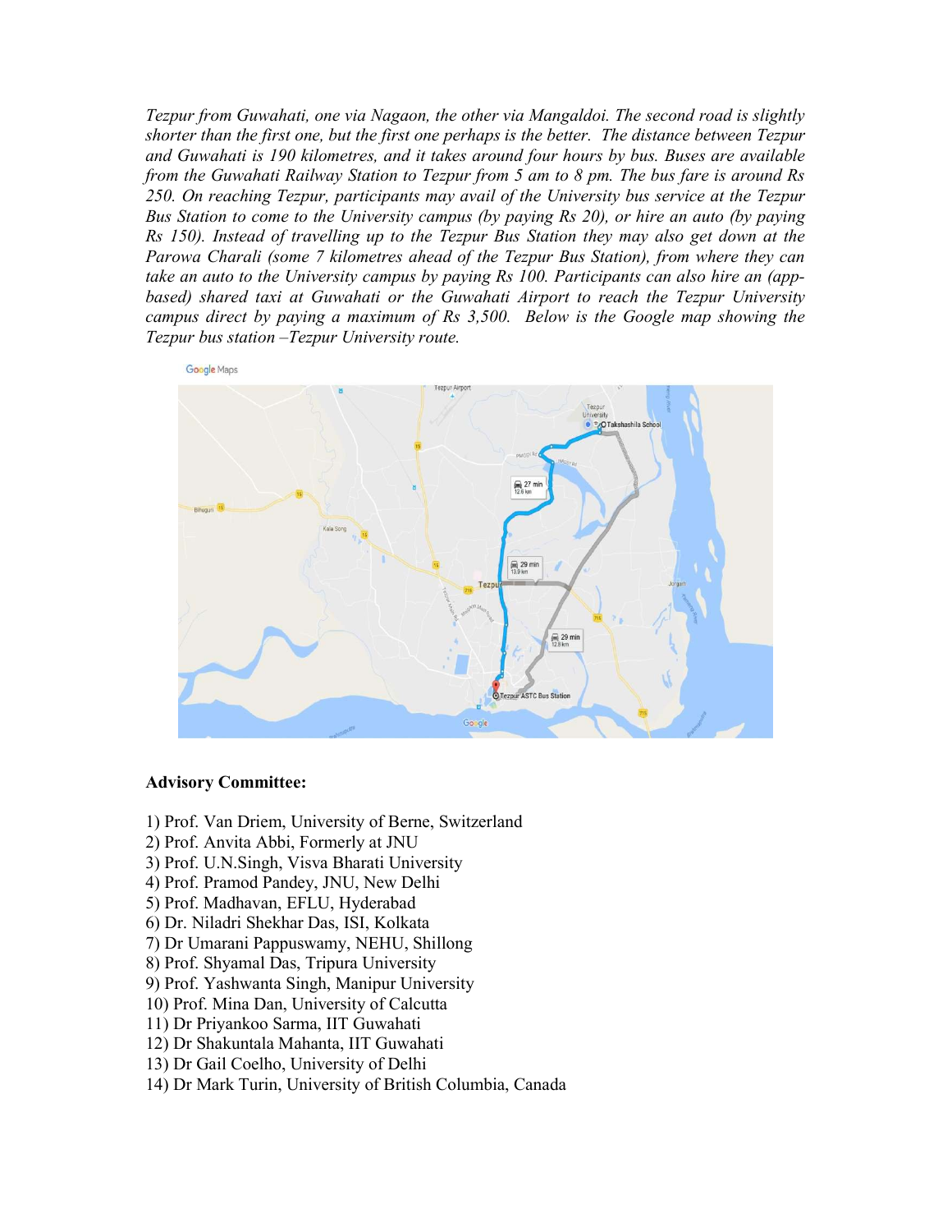*Tezpur from Guwahati, one via Nagaon, the other via Mangaldoi. The second road is slightly shorter than the first one, but the first one perhaps is the better. The distance between Tezpur and Guwahati is 190 kilometres, and it takes around four hours by bus. Buses are available from the Guwahati Railway Station to Tezpur from 5 am to 8 pm. The bus fare is around Rs 250. On reaching Tezpur, participants may avail of the University bus service at the Tezpur Bus Station to come to the University campus (by paying Rs 20), or hire an auto (by paying Rs 150). Instead of travelling up to the Tezpur Bus Station they may also get down at the Parowa Charali (some 7 kilometres ahead of the Tezpur Bus Station), from where they can take an auto to the University campus by paying Rs 100. Participants can also hire an (app-based) shared taxi at Guwahati or the Guwahati Airport to reach the Tezpur University campus direct by paying a maximum of Rs 3,500. Below is the Google map showing the Tezpur bus station –Tezpur University route.*

**Advisory Committee:**

1) Prof. Van Driem, University of Berne, Switzerland
2) Prof. Anvita Abbi, Formerly at JNU
3) Prof. U.N.Singh, Visva Bharati University
4) Prof. Pramod Pandey, JNU, New Delhi
5) Prof. Madhavan, EFLU, Hyderabad
6) Dr. Niladri Shekhar Das, ISI, Kolkata
7) Dr Umarani Pappuswamy, NEHU, Shillong
8) Prof. Shyamal Das, Tripura University
9) Prof. Yashwanta Singh, Manipur University
10) Prof. Mina Dan, University of Calcutta
11) Dr Priyankoo Sarma, IIT Guwahati
12) Dr Shakuntala Mahanta, IIT Guwahati
13) Dr Gail Coelho, University of Delhi
14) Dr Mark Turin, University of British Columbia, Canada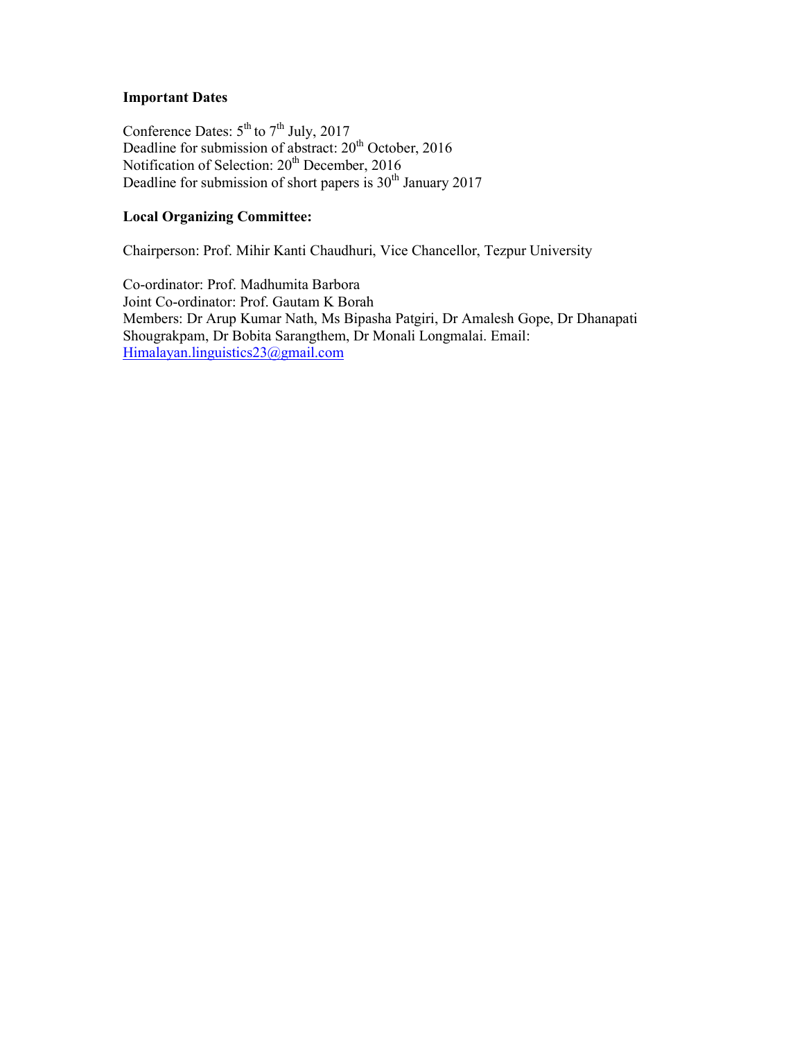**Important Dates**

Conference Dates: 5th to 7th July, 2017
Deadline for submission of abstract: 20th October, 2016
Notification of Selection: 20th December, 2016
Deadline for submission of short papers is 30th January 2017

**Local Organizing Committee:**

Chairperson: Prof. Mihir Kanti Chaudhuri, Vice Chancellor, Tezpur University

Co-ordinator: Prof. Madhumita Barbora
Joint Co-ordinator: Prof. Gautam K Borah
Members: Dr Arup Kumar Nath, Ms Bipasha Patgiri, Dr Amalesh Gope, Dr Dhanapati Shougrakpam, Dr Bobita Sarangthem, Dr Monali Longmalai. Email: Himalayan.linguistics23@gmail.com